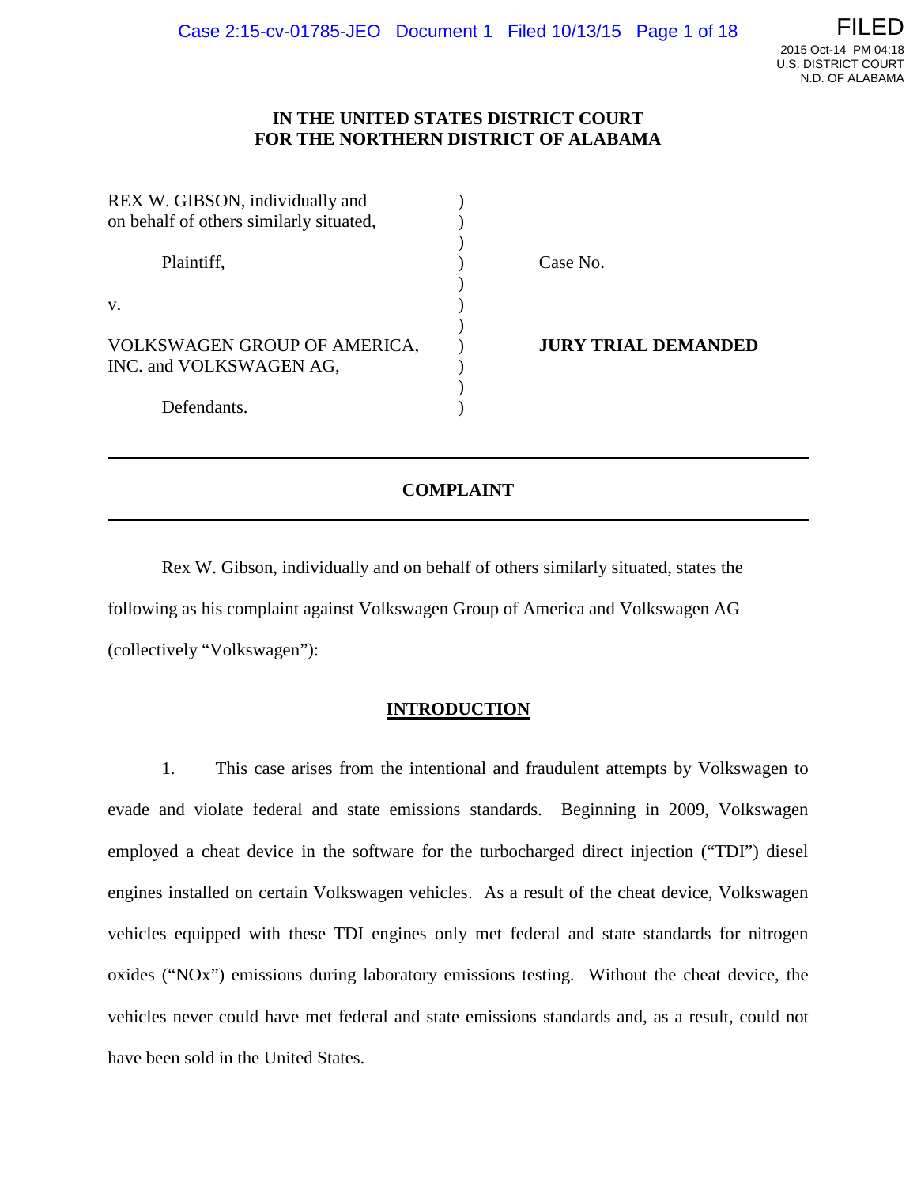**IN THE UNITED STATES DISTRICT COURT**
**FOR THE NORTHERN DISTRICT OF ALABAMA**

| | | |
|---|---|---|
| REX W. GIBSON, individually and on behalf of others similarly situated, | ) | |
| Plaintiff, | ) | Case No. |
| v. | ) | |
| VOLKSWAGEN GROUP OF AMERICA, INC. and VOLKSWAGEN AG, | ) | **JURY TRIAL DEMANDED** |
| Defendants. | ) | |

# COMPLAINT

Rex W. Gibson, individually and on behalf of others similarly situated, states the following as his complaint against Volkswagen Group of America and Volkswagen AG (collectively "Volkswagen"):

## INTRODUCTION

1. This case arises from the intentional and fraudulent attempts by Volkswagen to evade and violate federal and state emissions standards. Beginning in 2009, Volkswagen employed a cheat device in the software for the turbocharged direct injection ("TDI") diesel engines installed on certain Volkswagen vehicles. As a result of the cheat device, Volkswagen vehicles equipped with these TDI engines only met federal and state standards for nitrogen oxides ("NOx") emissions during laboratory emissions testing. Without the cheat device, the vehicles never could have met federal and state emissions standards and, as a result, could not have been sold in the United States.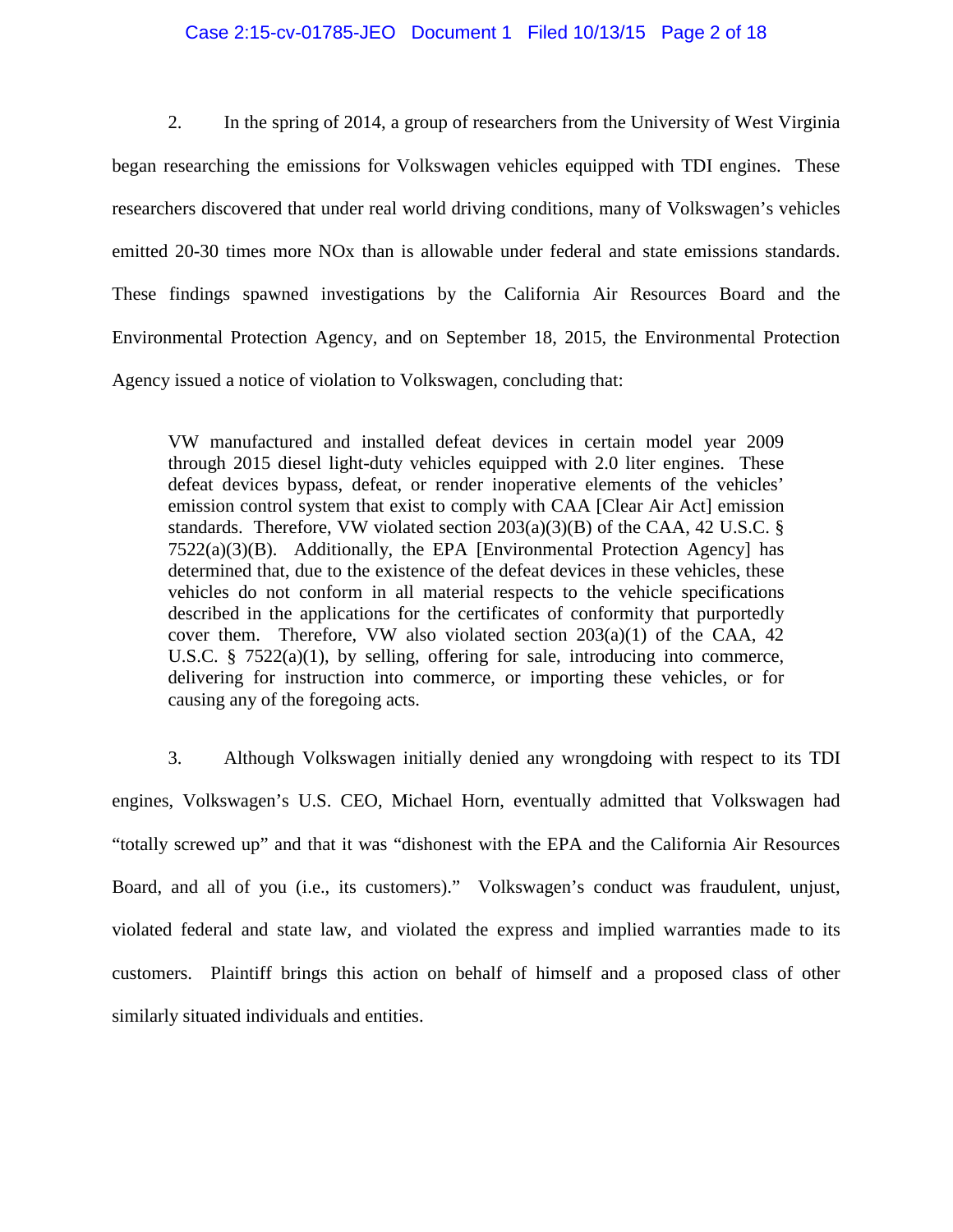2. In the spring of 2014, a group of researchers from the University of West Virginia began researching the emissions for Volkswagen vehicles equipped with TDI engines. These researchers discovered that under real world driving conditions, many of Volkswagen's vehicles emitted 20-30 times more NOx than is allowable under federal and state emissions standards. These findings spawned investigations by the California Air Resources Board and the Environmental Protection Agency, and on September 18, 2015, the Environmental Protection Agency issued a notice of violation to Volkswagen, concluding that:

> VW manufactured and installed defeat devices in certain model year 2009 through 2015 diesel light-duty vehicles equipped with 2.0 liter engines. These defeat devices bypass, defeat, or render inoperative elements of the vehicles' emission control system that exist to comply with CAA [Clear Air Act] emission standards. Therefore, VW violated section 203(a)(3)(B) of the CAA, 42 U.S.C. § 7522(a)(3)(B). Additionally, the EPA [Environmental Protection Agency] has determined that, due to the existence of the defeat devices in these vehicles, these vehicles do not conform in all material respects to the vehicle specifications described in the applications for the certificates of conformity that purportedly cover them. Therefore, VW also violated section 203(a)(1) of the CAA, 42 U.S.C. § 7522(a)(1), by selling, offering for sale, introducing into commerce, delivering for instruction into commerce, or importing these vehicles, or for causing any of the foregoing acts.

3. Although Volkswagen initially denied any wrongdoing with respect to its TDI engines, Volkswagen's U.S. CEO, Michael Horn, eventually admitted that Volkswagen had "totally screwed up" and that it was "dishonest with the EPA and the California Air Resources Board, and all of you (i.e., its customers)." Volkswagen's conduct was fraudulent, unjust, violated federal and state law, and violated the express and implied warranties made to its customers. Plaintiff brings this action on behalf of himself and a proposed class of other similarly situated individuals and entities.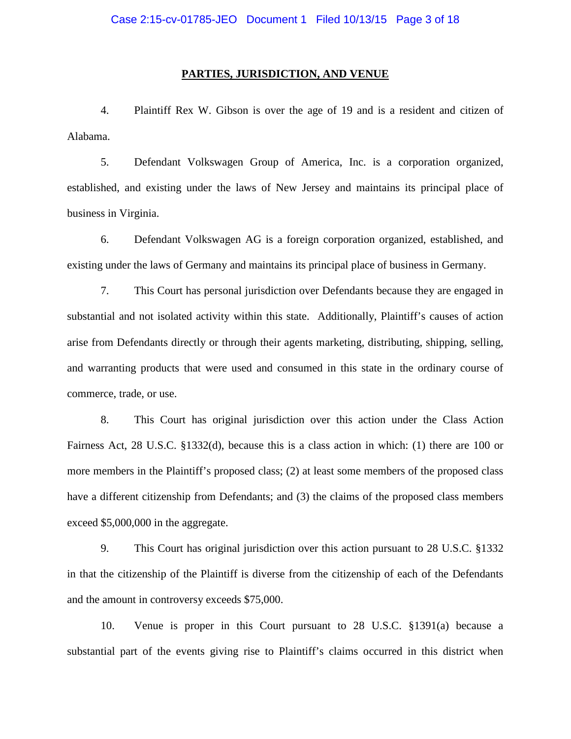## PARTIES, JURISDICTION, AND VENUE

4. Plaintiff Rex W. Gibson is over the age of 19 and is a resident and citizen of Alabama.

5. Defendant Volkswagen Group of America, Inc. is a corporation organized, established, and existing under the laws of New Jersey and maintains its principal place of business in Virginia.

6. Defendant Volkswagen AG is a foreign corporation organized, established, and existing under the laws of Germany and maintains its principal place of business in Germany.

7. This Court has personal jurisdiction over Defendants because they are engaged in substantial and not isolated activity within this state. Additionally, Plaintiff's causes of action arise from Defendants directly or through their agents marketing, distributing, shipping, selling, and warranting products that were used and consumed in this state in the ordinary course of commerce, trade, or use.

8. This Court has original jurisdiction over this action under the Class Action Fairness Act, 28 U.S.C. §1332(d), because this is a class action in which: (1) there are 100 or more members in the Plaintiff's proposed class; (2) at least some members of the proposed class have a different citizenship from Defendants; and (3) the claims of the proposed class members exceed $5,000,000 in the aggregate.

9. This Court has original jurisdiction over this action pursuant to 28 U.S.C. §1332 in that the citizenship of the Plaintiff is diverse from the citizenship of each of the Defendants and the amount in controversy exceeds $75,000.

10. Venue is proper in this Court pursuant to 28 U.S.C. §1391(a) because a substantial part of the events giving rise to Plaintiff's claims occurred in this district when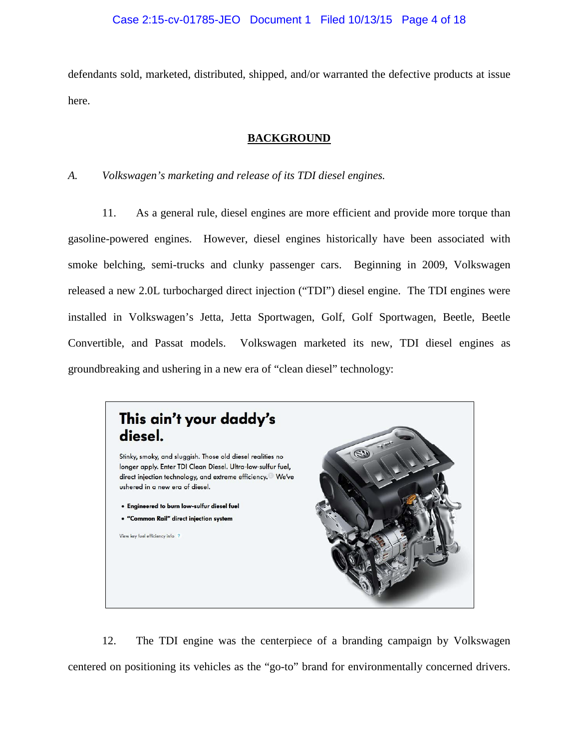defendants sold, marketed, distributed, shipped, and/or warranted the defective products at issue here.

## BACKGROUND

*A. Volkswagen's marketing and release of its TDI diesel engines.*

11. As a general rule, diesel engines are more efficient and provide more torque than gasoline-powered engines. However, diesel engines historically have been associated with smoke belching, semi-trucks and clunky passenger cars. Beginning in 2009, Volkswagen released a new 2.0L turbocharged direct injection ("TDI") diesel engine. The TDI engines were installed in Volkswagen's Jetta, Jetta Sportwagen, Golf, Golf Sportwagen, Beetle, Beetle Convertible, and Passat models. Volkswagen marketed its new, TDI diesel engines as groundbreaking and ushering in a new era of "clean diesel" technology:

> **This ain't your daddy's diesel.**
>
> Stinky, smoky, and sluggish. Those old diesel realities no longer apply. Enter TDI Clean Diesel. Ultra-low-sulfur fuel, direct injection technology, and extreme efficiency. We've ushered in a new era of diesel.
>
> - **Engineered to burn low-sulfur diesel fuel**
> - **"Common Rail" direct injection system**
>
> View key fuel efficiency info ?

12. The TDI engine was the centerpiece of a branding campaign by Volkswagen centered on positioning its vehicles as the "go-to" brand for environmentally concerned drivers.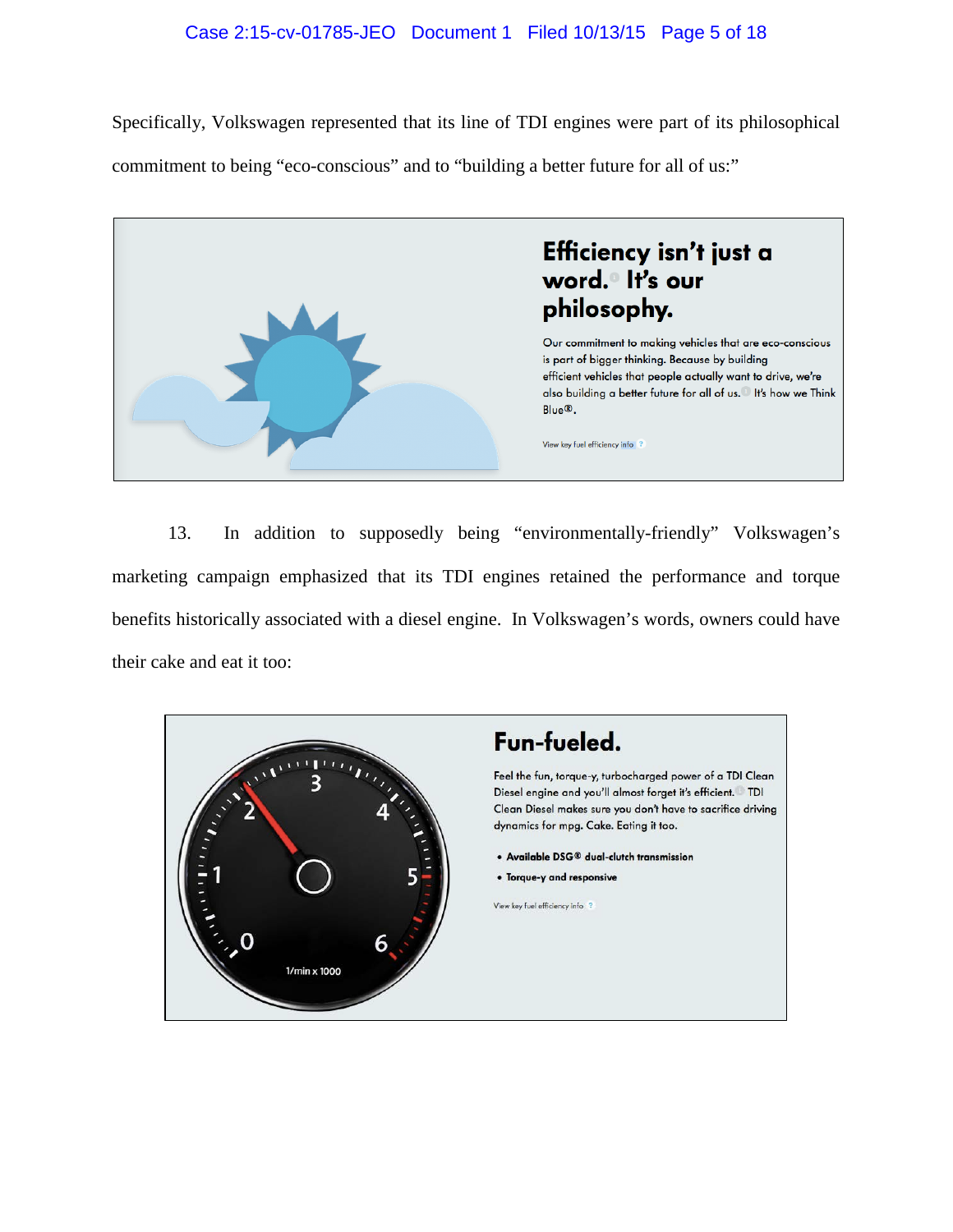Specifically, Volkswagen represented that its line of TDI engines were part of its philosophical commitment to being "eco-conscious" and to "building a better future for all of us:"

**Efficiency isn't just a word. It's our philosophy.**

Our commitment to making vehicles that are eco-conscious is part of bigger thinking. Because by building efficient vehicles that people actually want to drive, we're also building a better future for all of us. It's how we Think Blue®.

View key fuel efficiency info

13. In addition to supposedly being "environmentally-friendly" Volkswagen's marketing campaign emphasized that its TDI engines retained the performance and torque benefits historically associated with a diesel engine. In Volkswagen's words, owners could have their cake and eat it too:

**Fun-fueled.**

Feel the fun, torque-y, turbocharged power of a TDI Clean Diesel engine and you'll almost forget it's efficient. TDI Clean Diesel makes sure you don't have to sacrifice driving dynamics for mpg. Cake. Eating it too.

- **Available DSG® dual-clutch transmission**
- **Torque-y and responsive**

View key fuel efficiency info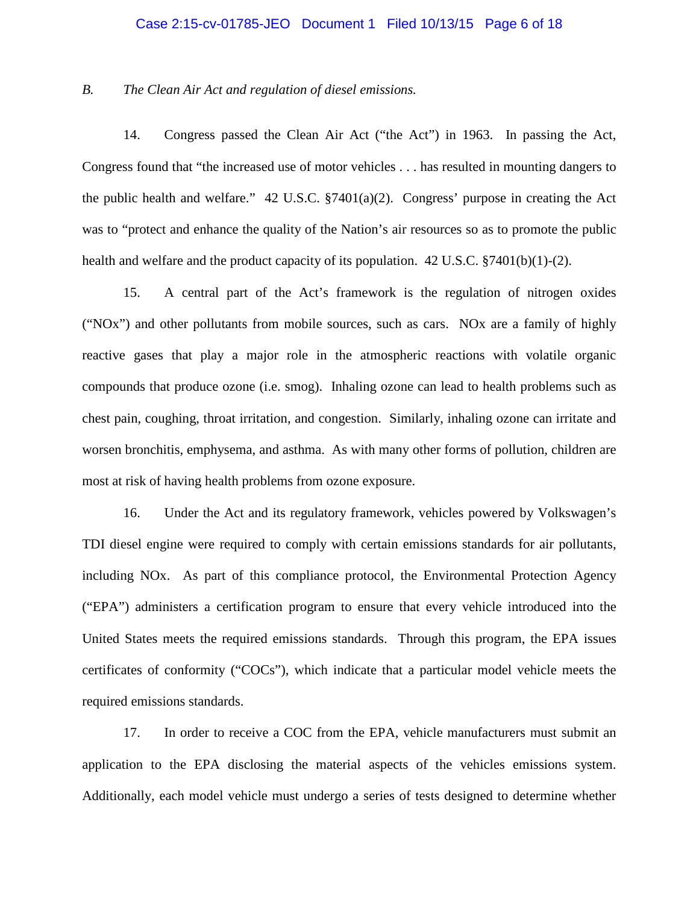*B. The Clean Air Act and regulation of diesel emissions.*

14. Congress passed the Clean Air Act ("the Act") in 1963. In passing the Act, Congress found that "the increased use of motor vehicles . . . has resulted in mounting dangers to the public health and welfare." 42 U.S.C. §7401(a)(2). Congress' purpose in creating the Act was to "protect and enhance the quality of the Nation's air resources so as to promote the public health and welfare and the product capacity of its population. 42 U.S.C. §7401(b)(1)-(2).

15. A central part of the Act's framework is the regulation of nitrogen oxides ("NOx") and other pollutants from mobile sources, such as cars. NOx are a family of highly reactive gases that play a major role in the atmospheric reactions with volatile organic compounds that produce ozone (i.e. smog). Inhaling ozone can lead to health problems such as chest pain, coughing, throat irritation, and congestion. Similarly, inhaling ozone can irritate and worsen bronchitis, emphysema, and asthma. As with many other forms of pollution, children are most at risk of having health problems from ozone exposure.

16. Under the Act and its regulatory framework, vehicles powered by Volkswagen's TDI diesel engine were required to comply with certain emissions standards for air pollutants, including NOx. As part of this compliance protocol, the Environmental Protection Agency ("EPA") administers a certification program to ensure that every vehicle introduced into the United States meets the required emissions standards. Through this program, the EPA issues certificates of conformity ("COCs"), which indicate that a particular model vehicle meets the required emissions standards.

17. In order to receive a COC from the EPA, vehicle manufacturers must submit an application to the EPA disclosing the material aspects of the vehicles emissions system. Additionally, each model vehicle must undergo a series of tests designed to determine whether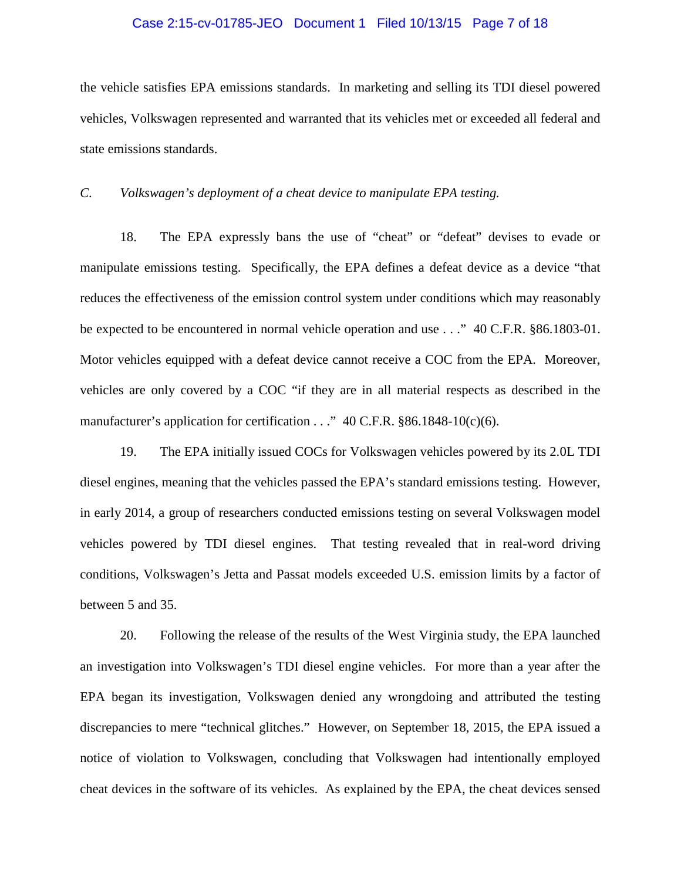the vehicle satisfies EPA emissions standards. In marketing and selling its TDI diesel powered vehicles, Volkswagen represented and warranted that its vehicles met or exceeded all federal and state emissions standards.

*C. Volkswagen's deployment of a cheat device to manipulate EPA testing.*

18. The EPA expressly bans the use of "cheat" or "defeat" devises to evade or manipulate emissions testing. Specifically, the EPA defines a defeat device as a device "that reduces the effectiveness of the emission control system under conditions which may reasonably be expected to be encountered in normal vehicle operation and use . . ." 40 C.F.R. §86.1803-01. Motor vehicles equipped with a defeat device cannot receive a COC from the EPA. Moreover, vehicles are only covered by a COC "if they are in all material respects as described in the manufacturer's application for certification . . ." 40 C.F.R. §86.1848-10(c)(6).

19. The EPA initially issued COCs for Volkswagen vehicles powered by its 2.0L TDI diesel engines, meaning that the vehicles passed the EPA's standard emissions testing. However, in early 2014, a group of researchers conducted emissions testing on several Volkswagen model vehicles powered by TDI diesel engines. That testing revealed that in real-word driving conditions, Volkswagen's Jetta and Passat models exceeded U.S. emission limits by a factor of between 5 and 35.

20. Following the release of the results of the West Virginia study, the EPA launched an investigation into Volkswagen's TDI diesel engine vehicles. For more than a year after the EPA began its investigation, Volkswagen denied any wrongdoing and attributed the testing discrepancies to mere "technical glitches." However, on September 18, 2015, the EPA issued a notice of violation to Volkswagen, concluding that Volkswagen had intentionally employed cheat devices in the software of its vehicles. As explained by the EPA, the cheat devices sensed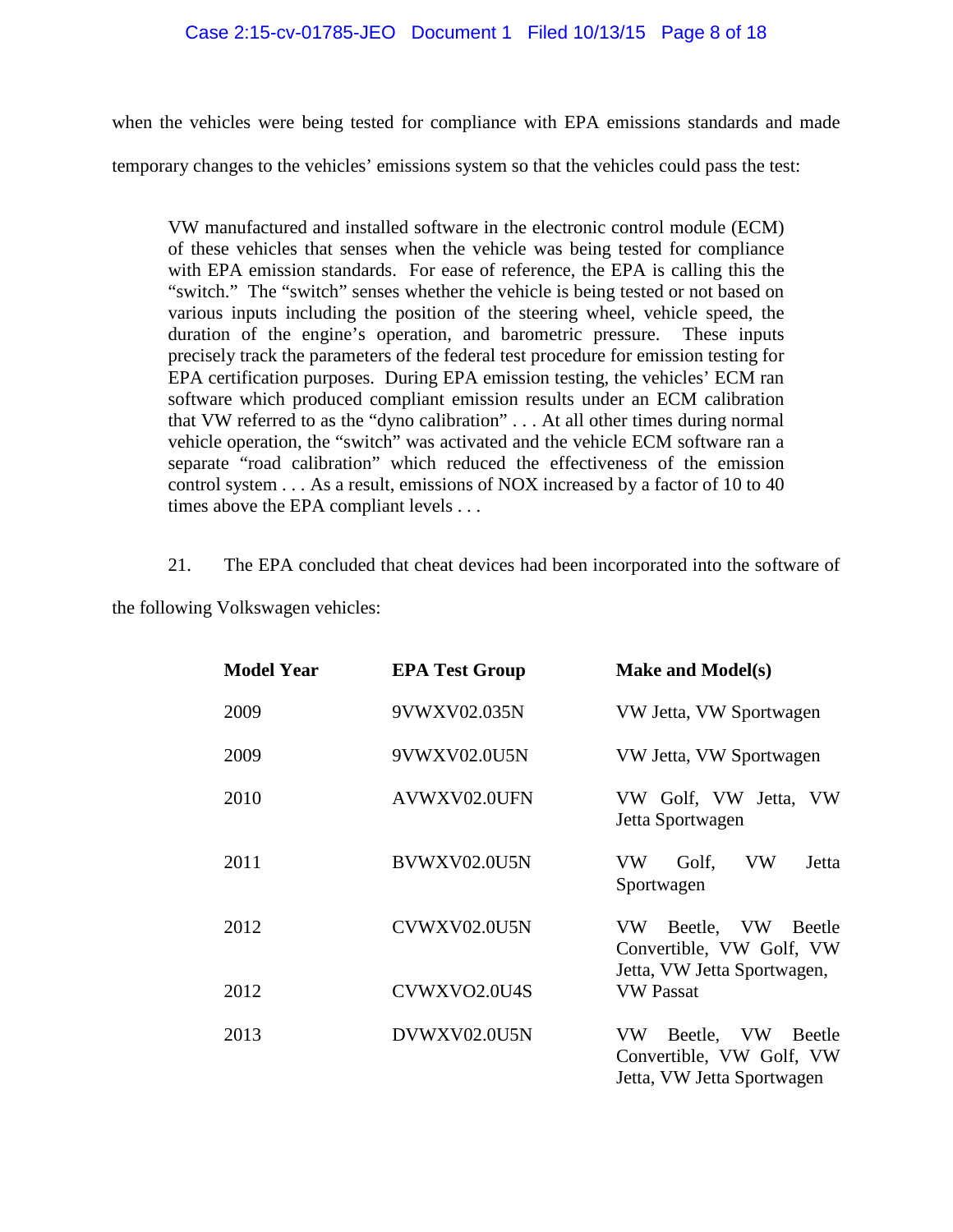when the vehicles were being tested for compliance with EPA emissions standards and made temporary changes to the vehicles' emissions system so that the vehicles could pass the test:

> VW manufactured and installed software in the electronic control module (ECM) of these vehicles that senses when the vehicle was being tested for compliance with EPA emission standards. For ease of reference, the EPA is calling this the "switch." The "switch" senses whether the vehicle is being tested or not based on various inputs including the position of the steering wheel, vehicle speed, the duration of the engine's operation, and barometric pressure. These inputs precisely track the parameters of the federal test procedure for emission testing for EPA certification purposes. During EPA emission testing, the vehicles' ECM ran software which produced compliant emission results under an ECM calibration that VW referred to as the "dyno calibration" . . . At all other times during normal vehicle operation, the "switch" was activated and the vehicle ECM software ran a separate "road calibration" which reduced the effectiveness of the emission control system . . . As a result, emissions of NOX increased by a factor of 10 to 40 times above the EPA compliant levels . . .

21. The EPA concluded that cheat devices had been incorporated into the software of the following Volkswagen vehicles:

| Model Year | EPA Test Group | Make and Model(s) |
|---|---|---|
| 2009 | 9VWXV02.035N | VW Jetta, VW Sportwagen |
| 2009 | 9VWXV02.0U5N | VW Jetta, VW Sportwagen |
| 2010 | AVWXV02.0UFN | VW Golf, VW Jetta, VW Jetta Sportwagen |
| 2011 | BVWXV02.0U5N | VW Golf, VW Jetta Sportwagen |
| 2012 | CVWXV02.0U5N | VW Beetle, VW Beetle Convertible, VW Golf, VW Jetta, VW Jetta Sportwagen, |
| 2012 | CVWXVO2.0U4S | VW Passat |
| 2013 | DVWXV02.0U5N | VW Beetle, VW Beetle Convertible, VW Golf, VW Jetta, VW Jetta Sportwagen |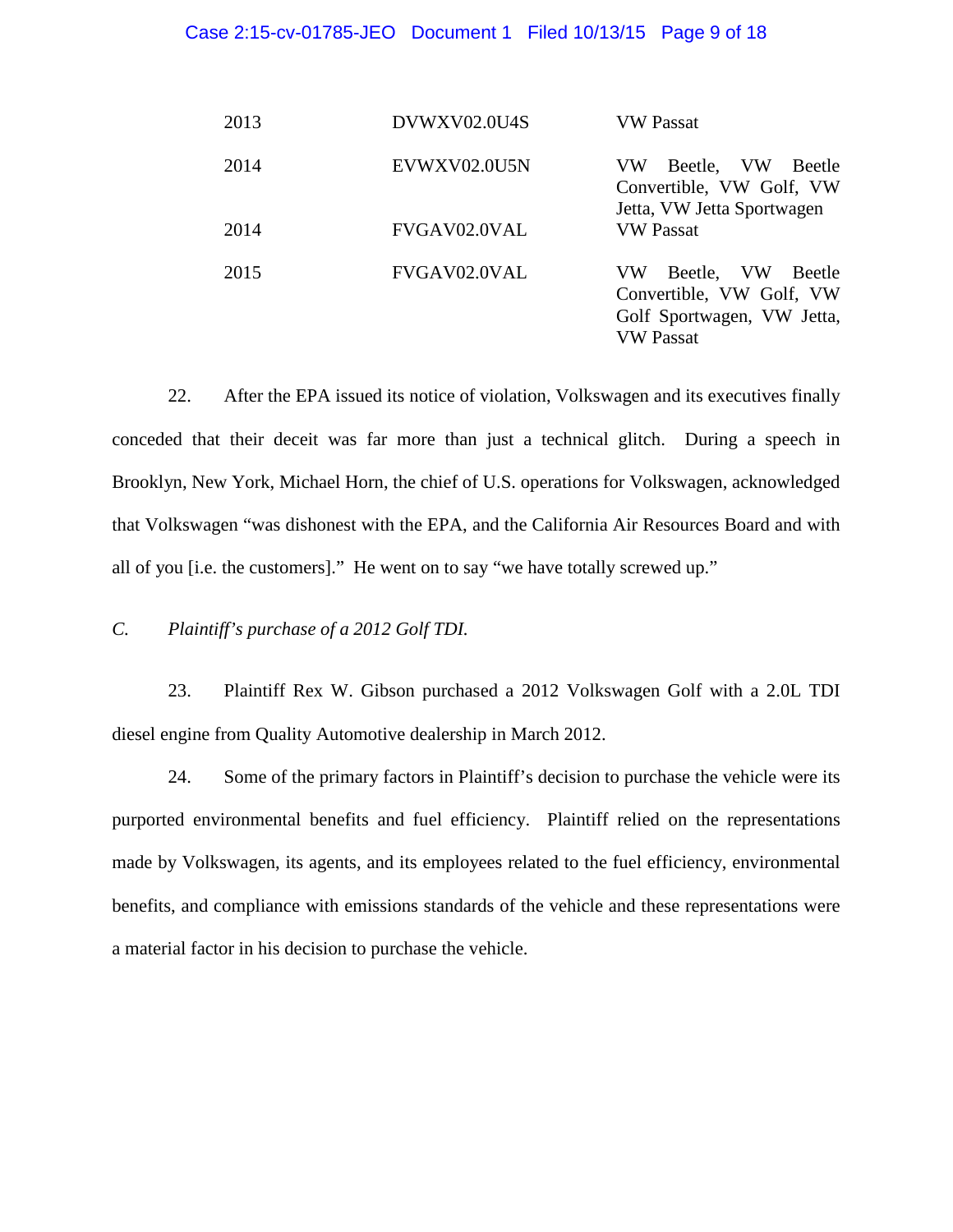| | | |
|---|---|---|
| 2013 | DVWXV02.0U4S | VW Passat |
| 2014 | EVWXV02.0U5N | VW Beetle, VW Beetle Convertible, VW Golf, VW Jetta, VW Jetta Sportwagen |
| 2014 | FVGAV02.0VAL | VW Passat |
| 2015 | FVGAV02.0VAL | VW Beetle, VW Beetle Convertible, VW Golf, VW Golf Sportwagen, VW Jetta, VW Passat |

22. After the EPA issued its notice of violation, Volkswagen and its executives finally conceded that their deceit was far more than just a technical glitch. During a speech in Brooklyn, New York, Michael Horn, the chief of U.S. operations for Volkswagen, acknowledged that Volkswagen "was dishonest with the EPA, and the California Air Resources Board and with all of you [i.e. the customers]." He went on to say "we have totally screwed up."

*C. Plaintiff's purchase of a 2012 Golf TDI.*

23. Plaintiff Rex W. Gibson purchased a 2012 Volkswagen Golf with a 2.0L TDI diesel engine from Quality Automotive dealership in March 2012.

24. Some of the primary factors in Plaintiff's decision to purchase the vehicle were its purported environmental benefits and fuel efficiency. Plaintiff relied on the representations made by Volkswagen, its agents, and its employees related to the fuel efficiency, environmental benefits, and compliance with emissions standards of the vehicle and these representations were a material factor in his decision to purchase the vehicle.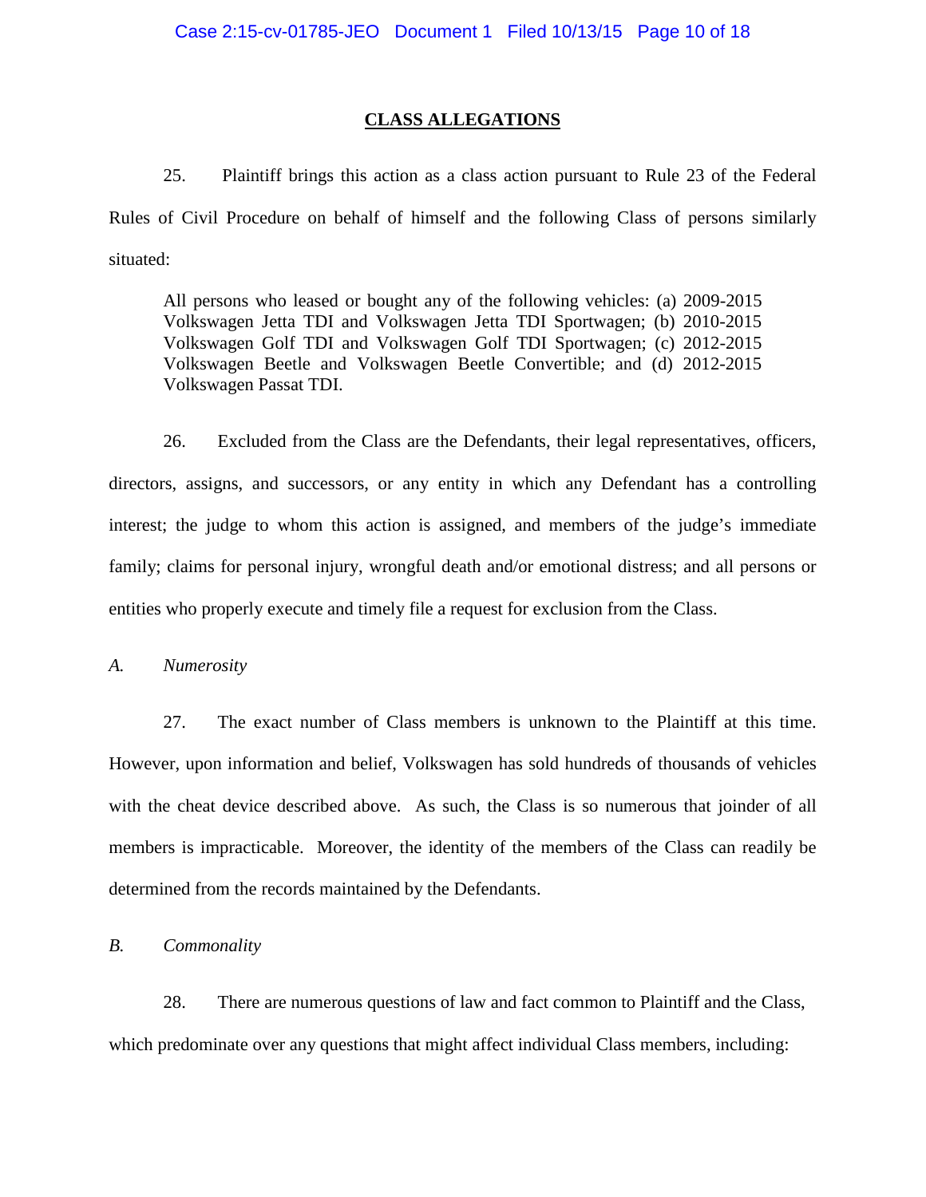## CLASS ALLEGATIONS

25. Plaintiff brings this action as a class action pursuant to Rule 23 of the Federal Rules of Civil Procedure on behalf of himself and the following Class of persons similarly situated:

> All persons who leased or bought any of the following vehicles: (a) 2009-2015 Volkswagen Jetta TDI and Volkswagen Jetta TDI Sportwagen; (b) 2010-2015 Volkswagen Golf TDI and Volkswagen Golf TDI Sportwagen; (c) 2012-2015 Volkswagen Beetle and Volkswagen Beetle Convertible; and (d) 2012-2015 Volkswagen Passat TDI.

26. Excluded from the Class are the Defendants, their legal representatives, officers, directors, assigns, and successors, or any entity in which any Defendant has a controlling interest; the judge to whom this action is assigned, and members of the judge's immediate family; claims for personal injury, wrongful death and/or emotional distress; and all persons or entities who properly execute and timely file a request for exclusion from the Class.

*A. Numerosity*

27. The exact number of Class members is unknown to the Plaintiff at this time. However, upon information and belief, Volkswagen has sold hundreds of thousands of vehicles with the cheat device described above. As such, the Class is so numerous that joinder of all members is impracticable. Moreover, the identity of the members of the Class can readily be determined from the records maintained by the Defendants.

*B. Commonality*

28. There are numerous questions of law and fact common to Plaintiff and the Class, which predominate over any questions that might affect individual Class members, including: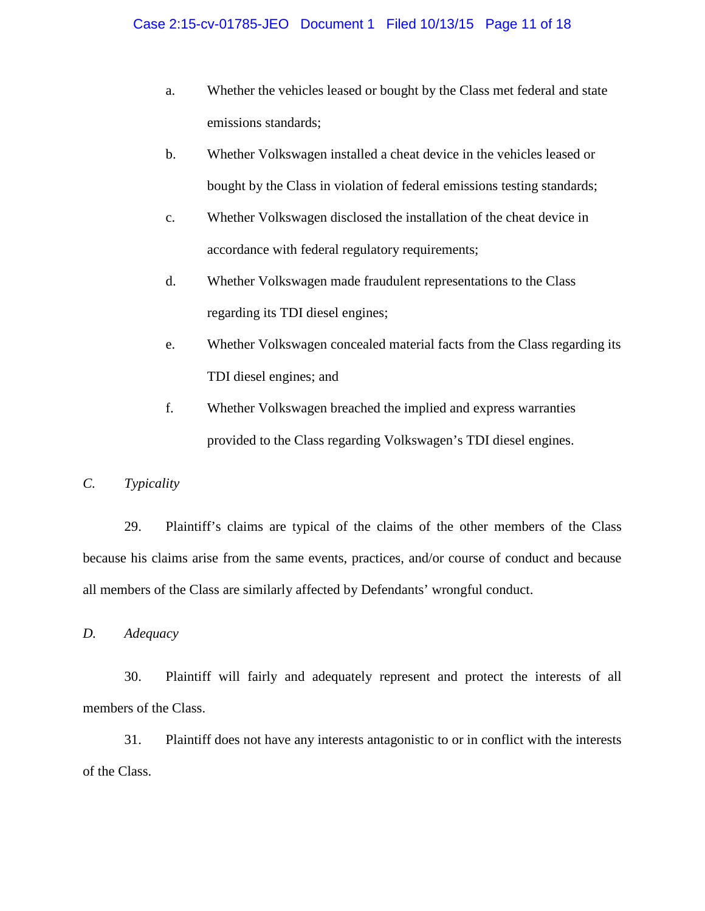a. Whether the vehicles leased or bought by the Class met federal and state emissions standards;

b. Whether Volkswagen installed a cheat device in the vehicles leased or bought by the Class in violation of federal emissions testing standards;

c. Whether Volkswagen disclosed the installation of the cheat device in accordance with federal regulatory requirements;

d. Whether Volkswagen made fraudulent representations to the Class regarding its TDI diesel engines;

e. Whether Volkswagen concealed material facts from the Class regarding its TDI diesel engines; and

f. Whether Volkswagen breached the implied and express warranties provided to the Class regarding Volkswagen's TDI diesel engines.

*C. Typicality*

29. Plaintiff's claims are typical of the claims of the other members of the Class because his claims arise from the same events, practices, and/or course of conduct and because all members of the Class are similarly affected by Defendants' wrongful conduct.

*D. Adequacy*

30. Plaintiff will fairly and adequately represent and protect the interests of all members of the Class.

31. Plaintiff does not have any interests antagonistic to or in conflict with the interests of the Class.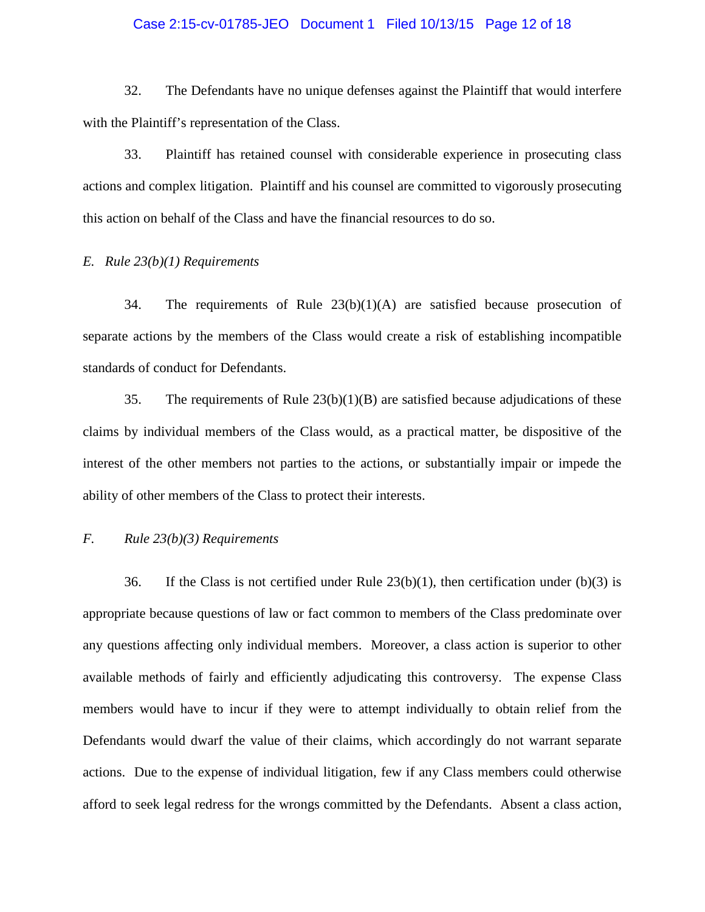32. The Defendants have no unique defenses against the Plaintiff that would interfere with the Plaintiff's representation of the Class.

33. Plaintiff has retained counsel with considerable experience in prosecuting class actions and complex litigation. Plaintiff and his counsel are committed to vigorously prosecuting this action on behalf of the Class and have the financial resources to do so.

*E. Rule 23(b)(1) Requirements*

34. The requirements of Rule 23(b)(1)(A) are satisfied because prosecution of separate actions by the members of the Class would create a risk of establishing incompatible standards of conduct for Defendants.

35. The requirements of Rule 23(b)(1)(B) are satisfied because adjudications of these claims by individual members of the Class would, as a practical matter, be dispositive of the interest of the other members not parties to the actions, or substantially impair or impede the ability of other members of the Class to protect their interests.

*F. Rule 23(b)(3) Requirements*

36. If the Class is not certified under Rule 23(b)(1), then certification under (b)(3) is appropriate because questions of law or fact common to members of the Class predominate over any questions affecting only individual members. Moreover, a class action is superior to other available methods of fairly and efficiently adjudicating this controversy. The expense Class members would have to incur if they were to attempt individually to obtain relief from the Defendants would dwarf the value of their claims, which accordingly do not warrant separate actions. Due to the expense of individual litigation, few if any Class members could otherwise afford to seek legal redress for the wrongs committed by the Defendants. Absent a class action,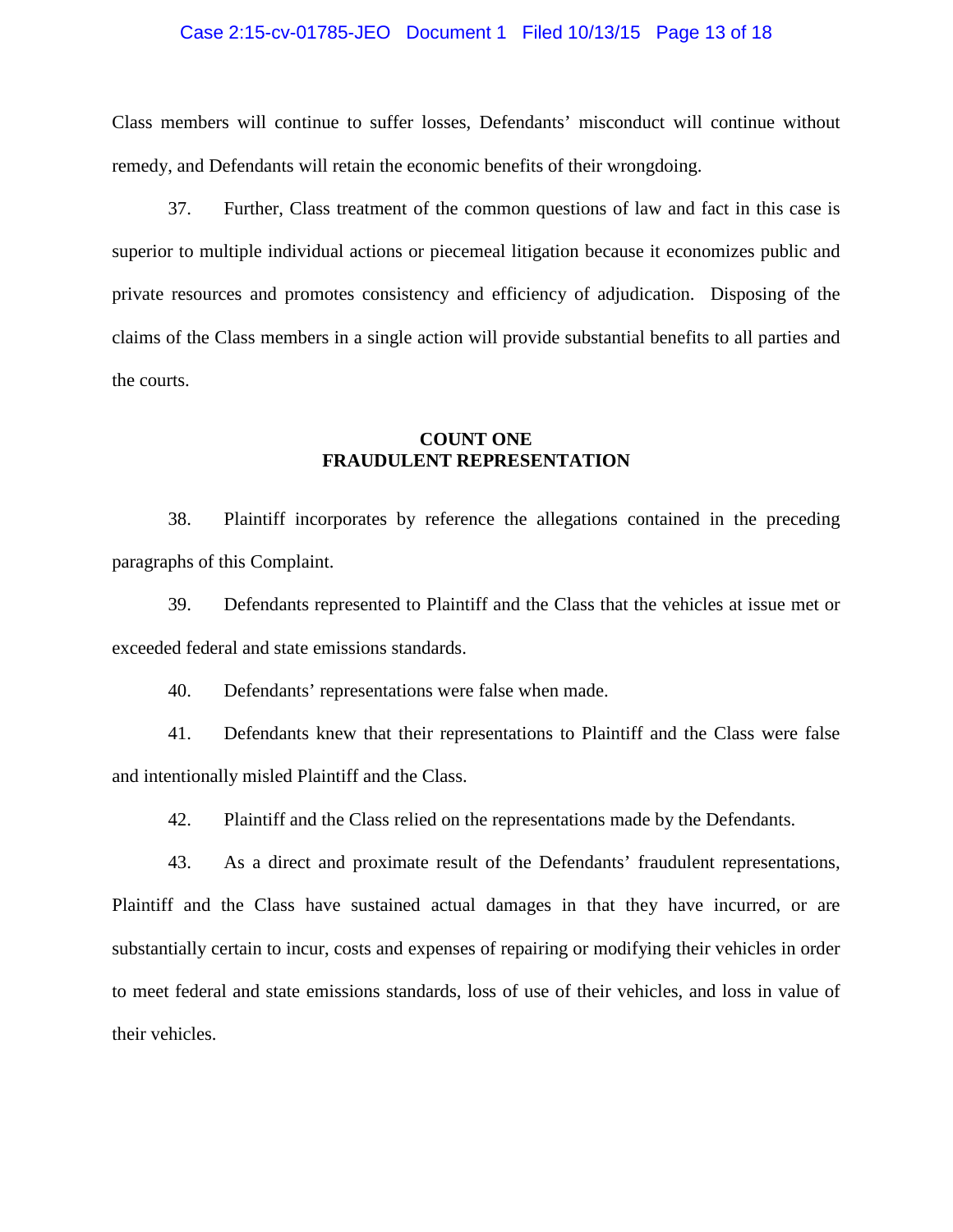Class members will continue to suffer losses, Defendants' misconduct will continue without remedy, and Defendants will retain the economic benefits of their wrongdoing.

37. Further, Class treatment of the common questions of law and fact in this case is superior to multiple individual actions or piecemeal litigation because it economizes public and private resources and promotes consistency and efficiency of adjudication. Disposing of the claims of the Class members in a single action will provide substantial benefits to all parties and the courts.

**COUNT ONE**
**FRAUDULENT REPRESENTATION**

38. Plaintiff incorporates by reference the allegations contained in the preceding paragraphs of this Complaint.

39. Defendants represented to Plaintiff and the Class that the vehicles at issue met or exceeded federal and state emissions standards.

40. Defendants' representations were false when made.

41. Defendants knew that their representations to Plaintiff and the Class were false and intentionally misled Plaintiff and the Class.

42. Plaintiff and the Class relied on the representations made by the Defendants.

43. As a direct and proximate result of the Defendants' fraudulent representations, Plaintiff and the Class have sustained actual damages in that they have incurred, or are substantially certain to incur, costs and expenses of repairing or modifying their vehicles in order to meet federal and state emissions standards, loss of use of their vehicles, and loss in value of their vehicles.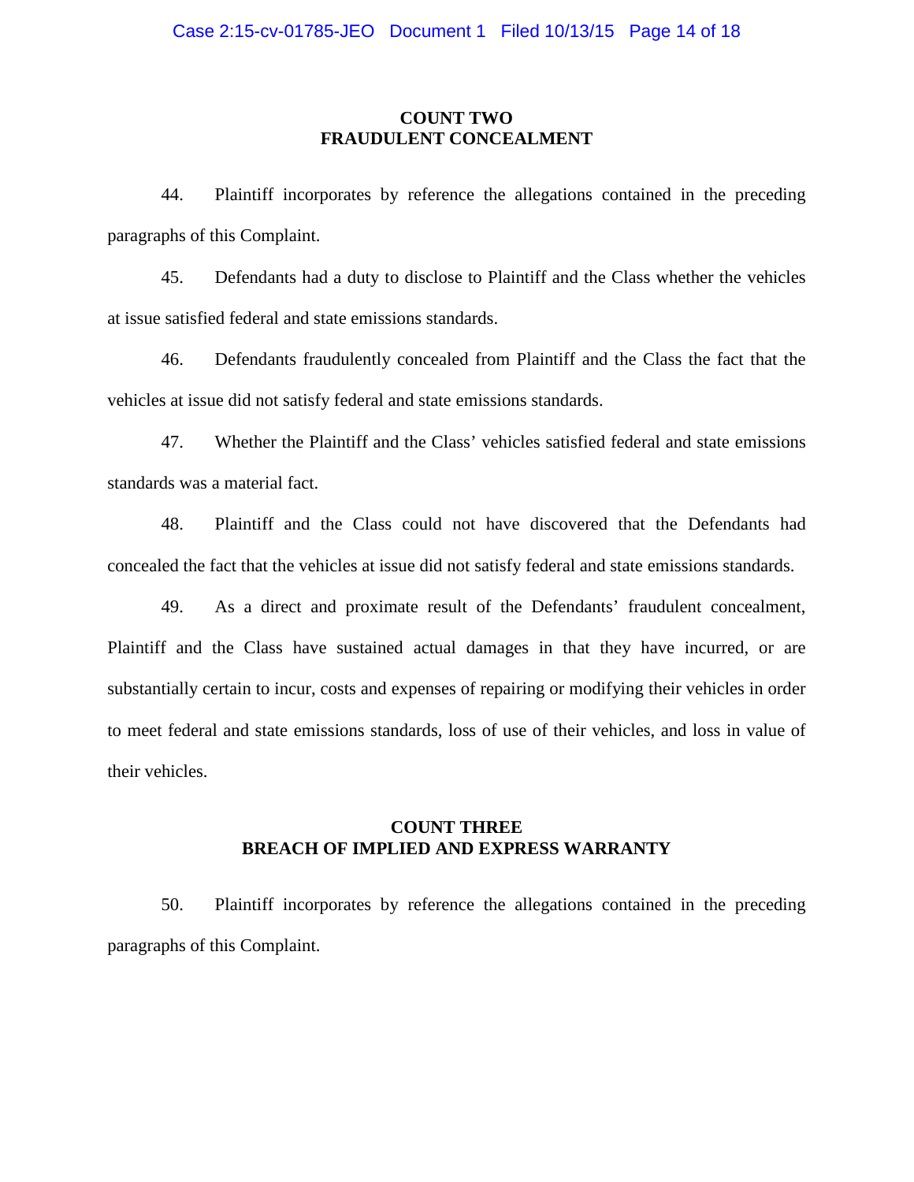## COUNT TWO
## FRAUDULENT CONCEALMENT

44. Plaintiff incorporates by reference the allegations contained in the preceding paragraphs of this Complaint.

45. Defendants had a duty to disclose to Plaintiff and the Class whether the vehicles at issue satisfied federal and state emissions standards.

46. Defendants fraudulently concealed from Plaintiff and the Class the fact that the vehicles at issue did not satisfy federal and state emissions standards.

47. Whether the Plaintiff and the Class' vehicles satisfied federal and state emissions standards was a material fact.

48. Plaintiff and the Class could not have discovered that the Defendants had concealed the fact that the vehicles at issue did not satisfy federal and state emissions standards.

49. As a direct and proximate result of the Defendants' fraudulent concealment, Plaintiff and the Class have sustained actual damages in that they have incurred, or are substantially certain to incur, costs and expenses of repairing or modifying their vehicles in order to meet federal and state emissions standards, loss of use of their vehicles, and loss in value of their vehicles.

## COUNT THREE
## BREACH OF IMPLIED AND EXPRESS WARRANTY

50. Plaintiff incorporates by reference the allegations contained in the preceding paragraphs of this Complaint.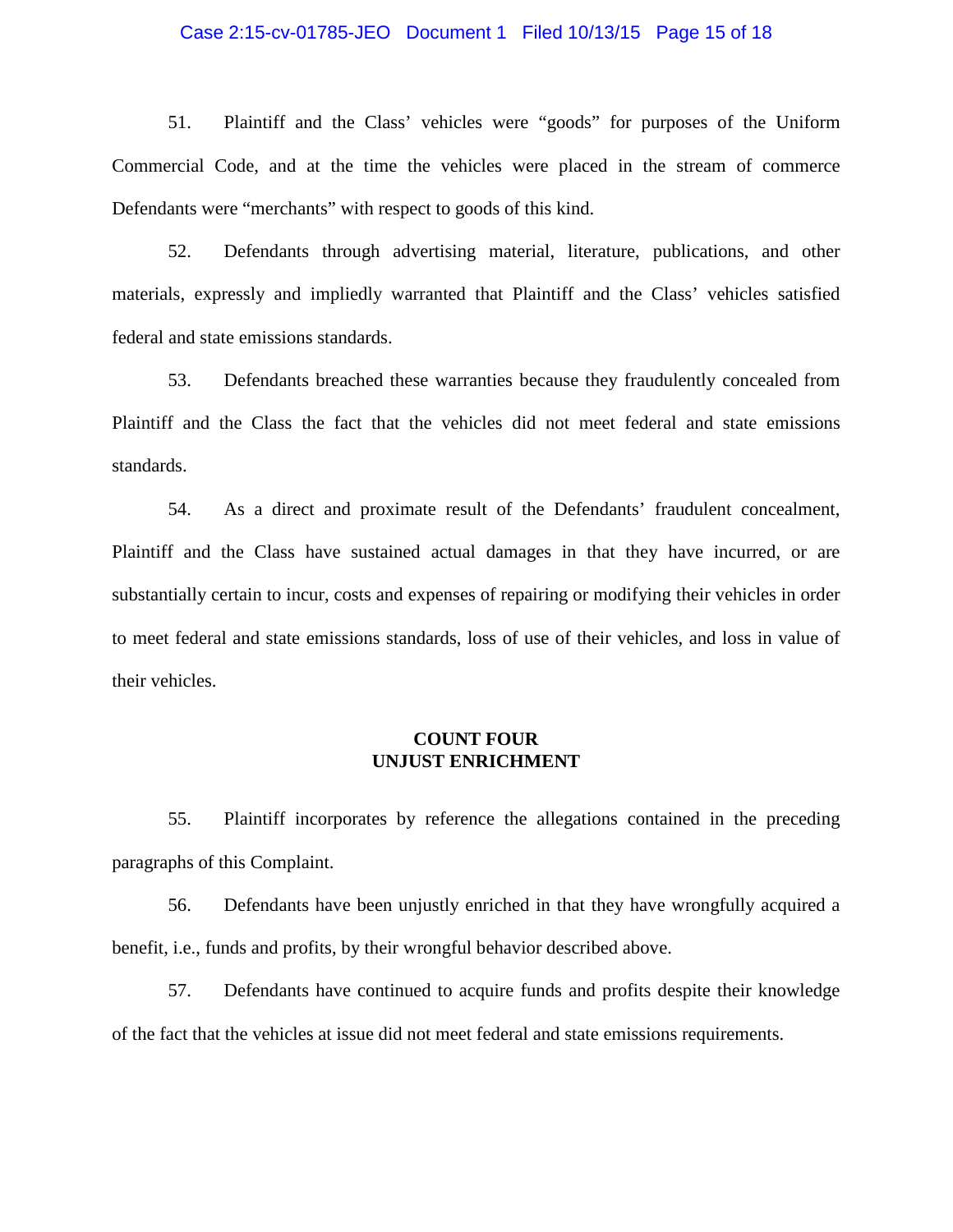51. Plaintiff and the Class' vehicles were "goods" for purposes of the Uniform Commercial Code, and at the time the vehicles were placed in the stream of commerce Defendants were "merchants" with respect to goods of this kind.

52. Defendants through advertising material, literature, publications, and other materials, expressly and impliedly warranted that Plaintiff and the Class' vehicles satisfied federal and state emissions standards.

53. Defendants breached these warranties because they fraudulently concealed from Plaintiff and the Class the fact that the vehicles did not meet federal and state emissions standards.

54. As a direct and proximate result of the Defendants' fraudulent concealment, Plaintiff and the Class have sustained actual damages in that they have incurred, or are substantially certain to incur, costs and expenses of repairing or modifying their vehicles in order to meet federal and state emissions standards, loss of use of their vehicles, and loss in value of their vehicles.

**COUNT FOUR**
**UNJUST ENRICHMENT**

55. Plaintiff incorporates by reference the allegations contained in the preceding paragraphs of this Complaint.

56. Defendants have been unjustly enriched in that they have wrongfully acquired a benefit, i.e., funds and profits, by their wrongful behavior described above.

57. Defendants have continued to acquire funds and profits despite their knowledge of the fact that the vehicles at issue did not meet federal and state emissions requirements.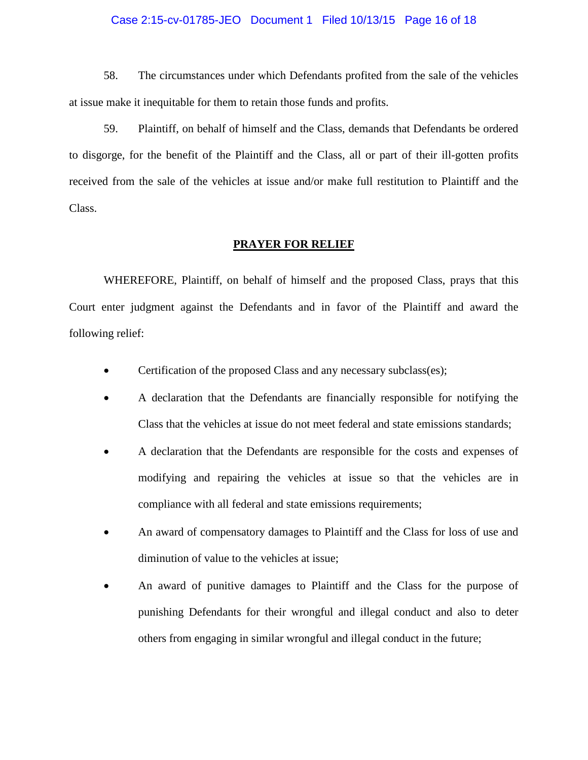58. The circumstances under which Defendants profited from the sale of the vehicles at issue make it inequitable for them to retain those funds and profits.

59. Plaintiff, on behalf of himself and the Class, demands that Defendants be ordered to disgorge, for the benefit of the Plaintiff and the Class, all or part of their ill-gotten profits received from the sale of the vehicles at issue and/or make full restitution to Plaintiff and the Class.

## PRAYER FOR RELIEF

WHEREFORE, Plaintiff, on behalf of himself and the proposed Class, prays that this Court enter judgment against the Defendants and in favor of the Plaintiff and award the following relief:

- Certification of the proposed Class and any necessary subclass(es);
- A declaration that the Defendants are financially responsible for notifying the Class that the vehicles at issue do not meet federal and state emissions standards;
- A declaration that the Defendants are responsible for the costs and expenses of modifying and repairing the vehicles at issue so that the vehicles are in compliance with all federal and state emissions requirements;
- An award of compensatory damages to Plaintiff and the Class for loss of use and diminution of value to the vehicles at issue;
- An award of punitive damages to Plaintiff and the Class for the purpose of punishing Defendants for their wrongful and illegal conduct and also to deter others from engaging in similar wrongful and illegal conduct in the future;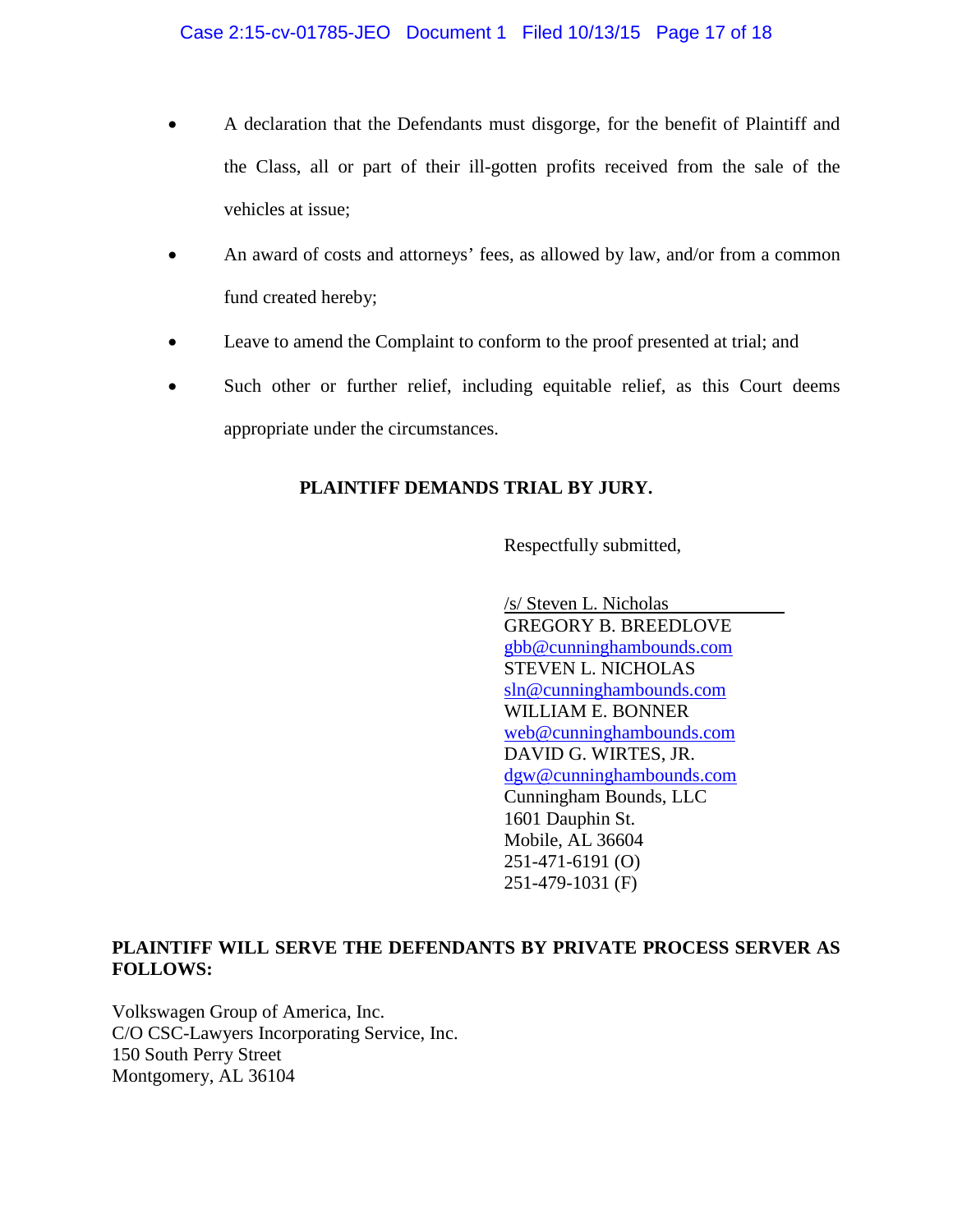- A declaration that the Defendants must disgorge, for the benefit of Plaintiff and the Class, all or part of their ill-gotten profits received from the sale of the vehicles at issue;
- An award of costs and attorneys' fees, as allowed by law, and/or from a common fund created hereby;
- Leave to amend the Complaint to conform to the proof presented at trial; and
- Such other or further relief, including equitable relief, as this Court deems appropriate under the circumstances.

**PLAINTIFF DEMANDS TRIAL BY JURY.**

Respectfully submitted,

/s/ Steven L. Nicholas
GREGORY B. BREEDLOVE
gbb@cunninghambounds.com
STEVEN L. NICHOLAS
sln@cunninghambounds.com
WILLIAM E. BONNER
web@cunninghambounds.com
DAVID G. WIRTES, JR.
dgw@cunninghambounds.com
Cunningham Bounds, LLC
1601 Dauphin St.
Mobile, AL 36604
251-471-6191 (O)
251-479-1031 (F)

**PLAINTIFF WILL SERVE THE DEFENDANTS BY PRIVATE PROCESS SERVER AS FOLLOWS:**

Volkswagen Group of America, Inc.
C/O CSC-Lawyers Incorporating Service, Inc.
150 South Perry Street
Montgomery, AL 36104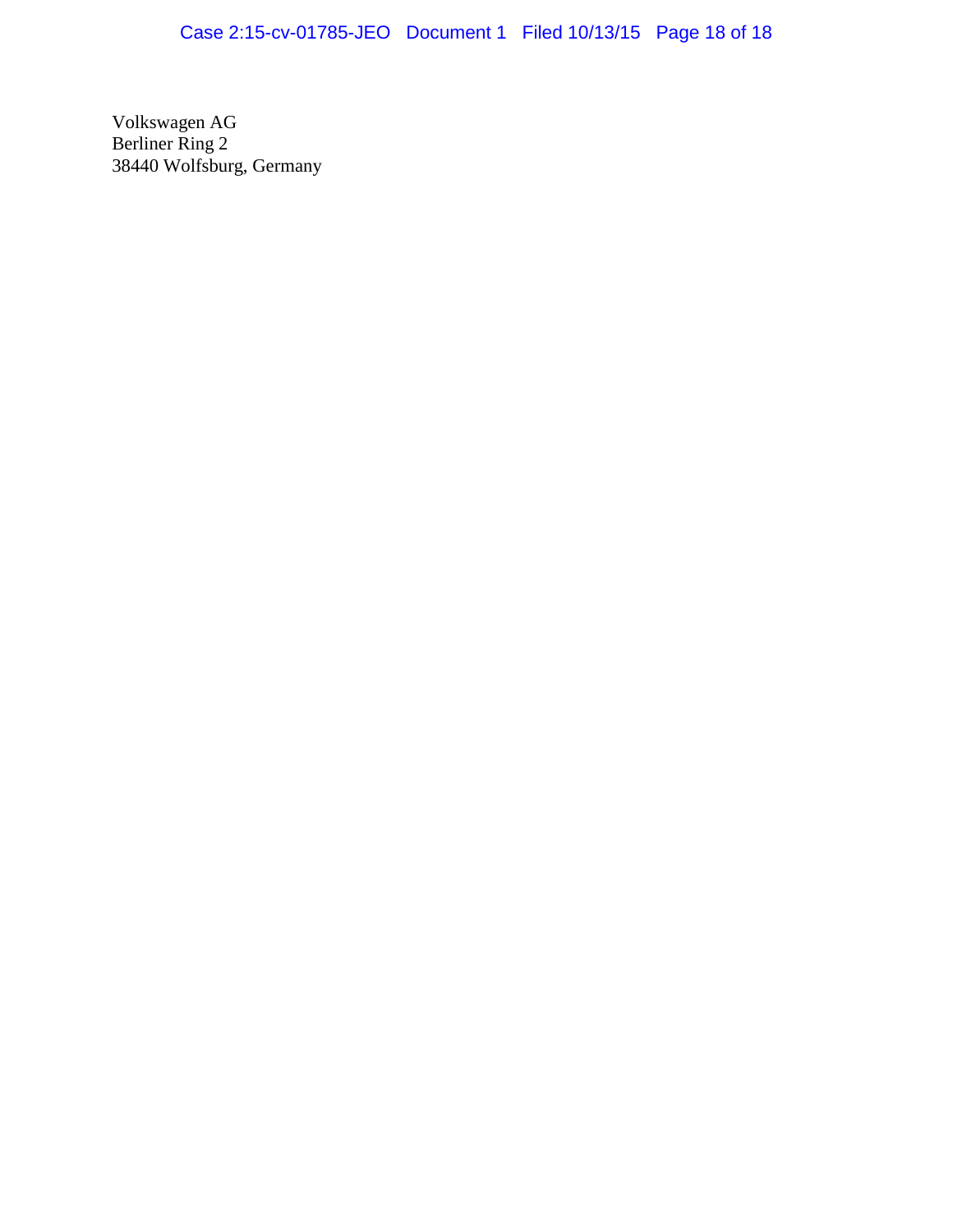Volkswagen AG
Berliner Ring 2
38440 Wolfsburg, Germany